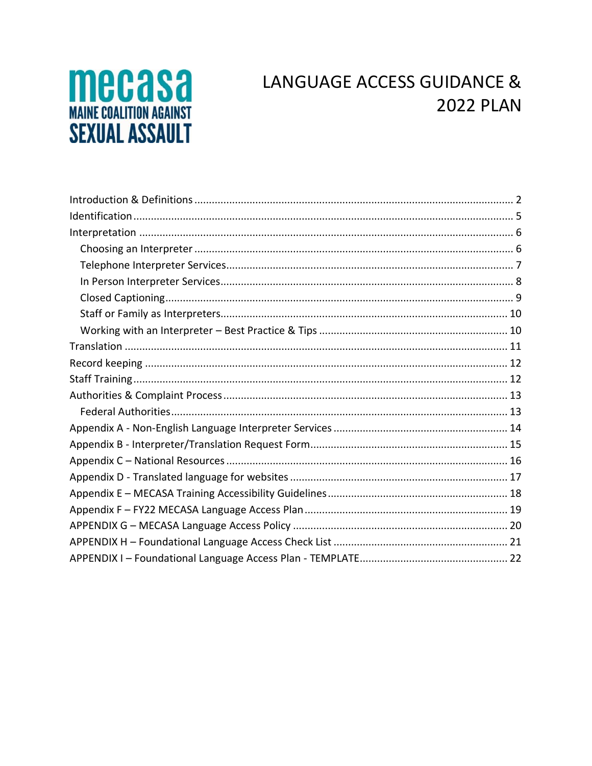mecasa

MAINE COALITION AGAINST SEXUAL ASSAULT

# LANGUAGE ACCESS GUIDANCE & 2022 PLAN

- Introduction & Definitions ... 2
- Identification ... 5
- Interpretation ... 6
  - Choosing an Interpreter ... 6
  - Telephone Interpreter Services ... 7
  - In Person Interpreter Services ... 8
  - Closed Captioning ... 9
  - Staff or Family as Interpreters ... 10
  - Working with an Interpreter – Best Practice & Tips ... 10
- Translation ... 11
- Record keeping ... 12
- Staff Training ... 12
- Authorities & Complaint Process ... 13
  - Federal Authorities ... 13
- Appendix A - Non-English Language Interpreter Services ... 14
- Appendix B - Interpreter/Translation Request Form ... 15
- Appendix C – National Resources ... 16
- Appendix D - Translated language for websites ... 17
- Appendix E – MECASA Training Accessibility Guidelines ... 18
- Appendix F – FY22 MECASA Language Access Plan ... 19
- APPENDIX G – MECASA Language Access Policy ... 20
- APPENDIX H – Foundational Language Access Check List ... 21
- APPENDIX I – Foundational Language Access Plan - TEMPLATE ... 22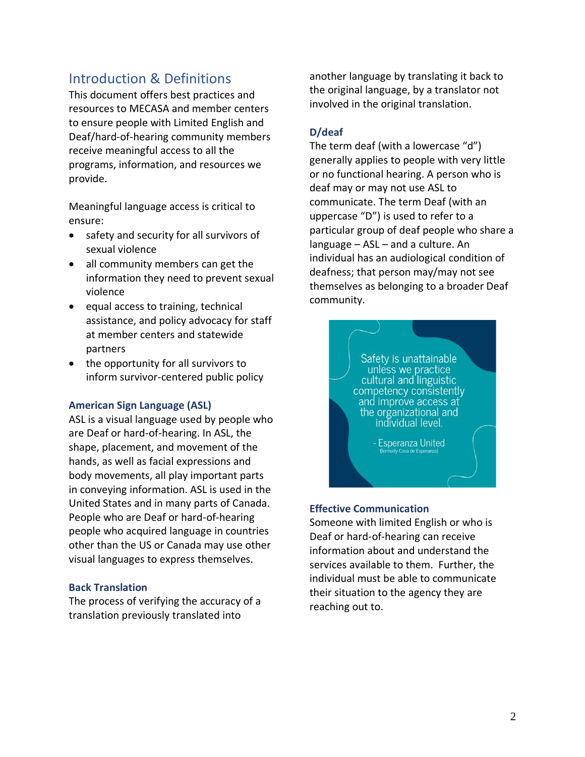## Introduction & Definitions

This document offers best practices and resources to MECASA and member centers to ensure people with Limited English and Deaf/hard-of-hearing community members receive meaningful access to all the programs, information, and resources we provide.

Meaningful language access is critical to ensure:

- safety and security for all survivors of sexual violence
- all community members can get the information they need to prevent sexual violence
- equal access to training, technical assistance, and policy advocacy for staff at member centers and statewide partners
- the opportunity for all survivors to inform survivor-centered public policy

### American Sign Language (ASL)

ASL is a visual language used by people who are Deaf or hard-of-hearing. In ASL, the shape, placement, and movement of the hands, as well as facial expressions and body movements, all play important parts in conveying information. ASL is used in the United States and in many parts of Canada. People who are Deaf or hard-of-hearing people who acquired language in countries other than the US or Canada may use other visual languages to express themselves.

### Back Translation

The process of verifying the accuracy of a translation previously translated into another language by translating it back to the original language, by a translator not involved in the original translation.

### D/deaf

The term deaf (with a lowercase "d") generally applies to people with very little or no functional hearing. A person who is deaf may or may not use ASL to communicate. The term Deaf (with an uppercase "D") is used to refer to a particular group of deaf people who share a language – ASL – and a culture. An individual has an audiological condition of deafness; that person may/may not see themselves as belonging to a broader Deaf community.

> Safety is unattainable unless we practice cultural and linguistic competency consistently and improve access at the organizational and individual level.
>
> \- Esperanza United
> (formally Casa de Esperanza)

### Effective Communication

Someone with limited English or who is Deaf or hard-of-hearing can receive information about and understand the services available to them. Further, the individual must be able to communicate their situation to the agency they are reaching out to.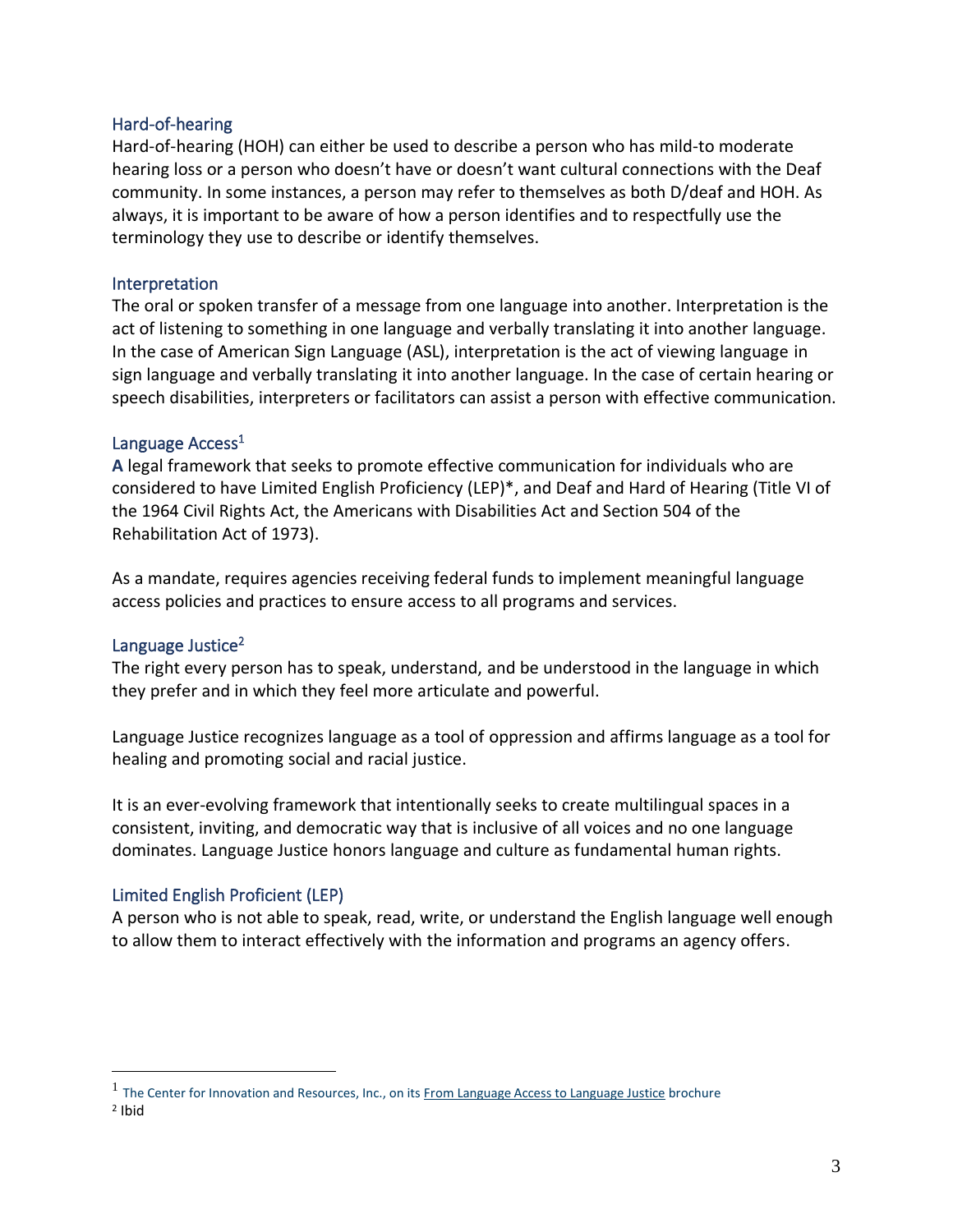## Hard-of-hearing

Hard-of-hearing (HOH) can either be used to describe a person who has mild-to moderate hearing loss or a person who doesn't have or doesn't want cultural connections with the Deaf community. In some instances, a person may refer to themselves as both D/deaf and HOH. As always, it is important to be aware of how a person identifies and to respectfully use the terminology they use to describe or identify themselves.

## Interpretation

The oral or spoken transfer of a message from one language into another. Interpretation is the act of listening to something in one language and verbally translating it into another language. In the case of American Sign Language (ASL), interpretation is the act of viewing language in sign language and verbally translating it into another language. In the case of certain hearing or speech disabilities, interpreters or facilitators can assist a person with effective communication.

## Language Access[1]

**A** legal framework that seeks to promote effective communication for individuals who are considered to have Limited English Proficiency (LEP)*, and Deaf and Hard of Hearing (Title VI of the 1964 Civil Rights Act, the Americans with Disabilities Act and Section 504 of the Rehabilitation Act of 1973).

As a mandate, requires agencies receiving federal funds to implement meaningful language access policies and practices to ensure access to all programs and services.

## Language Justice[2]

The right every person has to speak, understand, and be understood in the language in which they prefer and in which they feel more articulate and powerful.

Language Justice recognizes language as a tool of oppression and affirms language as a tool for healing and promoting social and racial justice.

It is an ever-evolving framework that intentionally seeks to create multilingual spaces in a consistent, inviting, and democratic way that is inclusive of all voices and no one language dominates. Language Justice honors language and culture as fundamental human rights.

## Limited English Proficient (LEP)

A person who is not able to speak, read, write, or understand the English language well enough to allow them to interact effectively with the information and programs an agency offers.

---

[1] The Center for Innovation and Resources, Inc., on its From Language Access to Language Justice brochure

[2] Ibid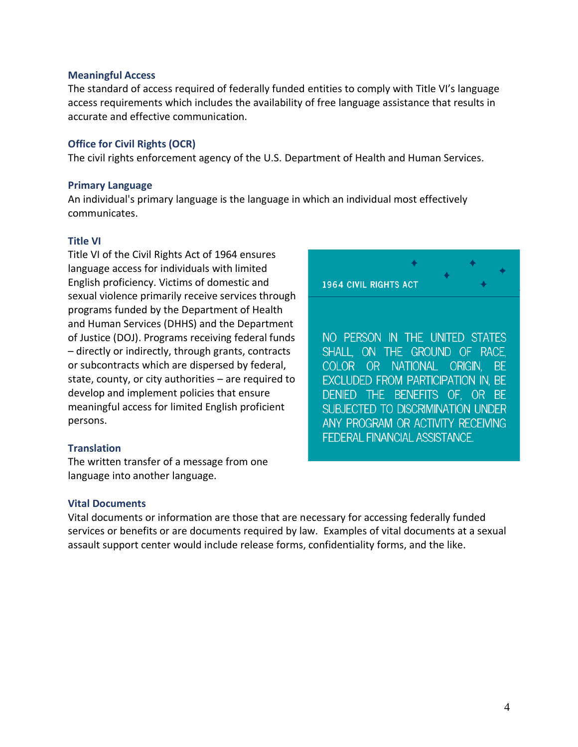### Meaningful Access

The standard of access required of federally funded entities to comply with Title VI's language access requirements which includes the availability of free language assistance that results in accurate and effective communication.

### Office for Civil Rights (OCR)

The civil rights enforcement agency of the U.S. Department of Health and Human Services.

### Primary Language

An individual's primary language is the language in which an individual most effectively communicates.

### Title VI

Title VI of the Civil Rights Act of 1964 ensures language access for individuals with limited English proficiency. Victims of domestic and sexual violence primarily receive services through programs funded by the Department of Health and Human Services (DHHS) and the Department of Justice (DOJ). Programs receiving federal funds – directly or indirectly, through grants, contracts or subcontracts which are dispersed by federal, state, county, or city authorities – are required to develop and implement policies that ensure meaningful access for limited English proficient persons.

> **1964 CIVIL RIGHTS ACT**
>
> NO PERSON IN THE UNITED STATES SHALL, ON THE GROUND OF RACE, COLOR OR NATIONAL ORIGIN, BE EXCLUDED FROM PARTICIPATION IN, BE DENIED THE BENEFITS OF, OR BE SUBJECTED TO DISCRIMINATION UNDER ANY PROGRAM OR ACTIVITY RECEIVING FEDERAL FINANCIAL ASSISTANCE.

### Translation

The written transfer of a message from one language into another language.

### Vital Documents

Vital documents or information are those that are necessary for accessing federally funded services or benefits or are documents required by law. Examples of vital documents at a sexual assault support center would include release forms, confidentiality forms, and the like.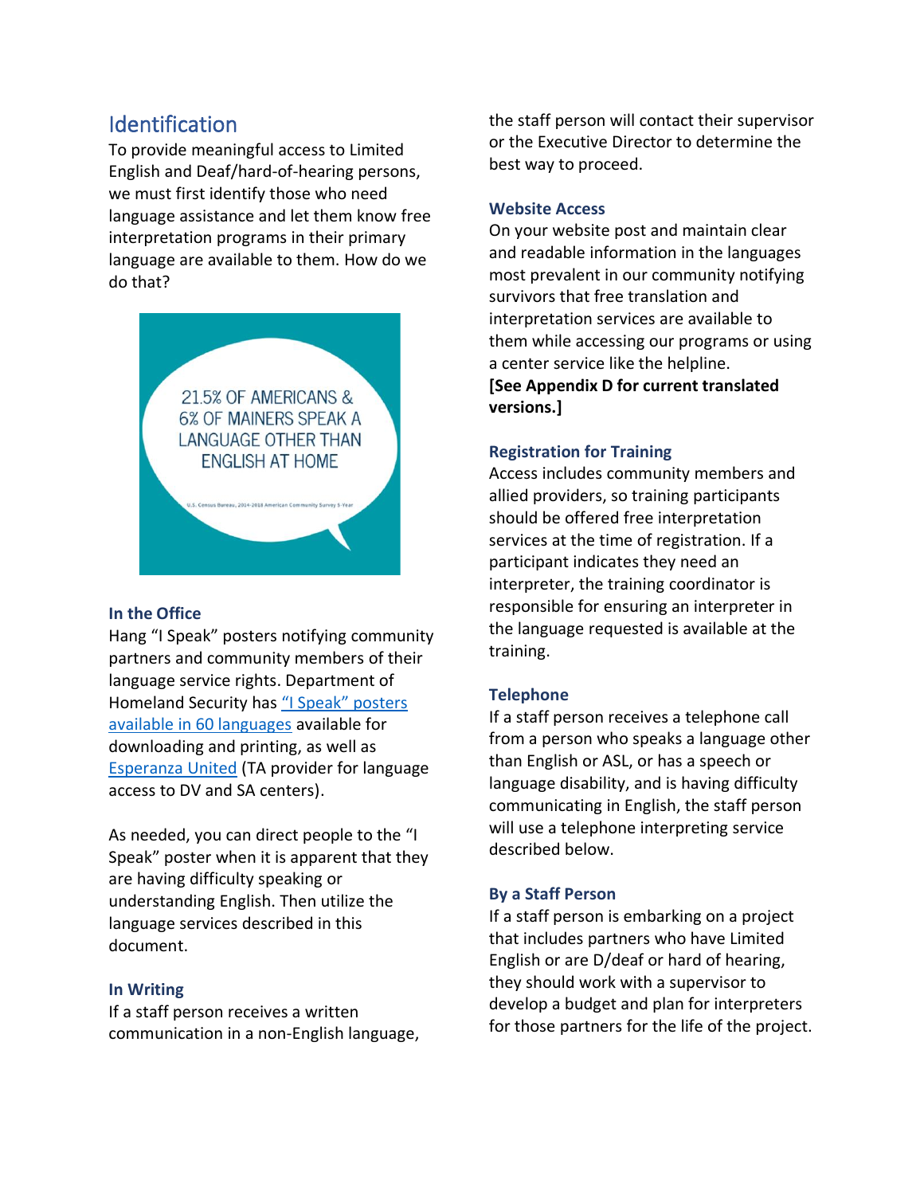## Identification

To provide meaningful access to Limited English and Deaf/hard-of-hearing persons, we must first identify those who need language assistance and let them know free interpretation programs in their primary language are available to them. How do we do that?

21.5% OF AMERICANS & 6% OF MAINERS SPEAK A LANGUAGE OTHER THAN ENGLISH AT HOME

U.S. Census Bureau, 2014-2018 American Community Survey 5-Year

### In the Office

Hang "I Speak" posters notifying community partners and community members of their language service rights. Department of Homeland Security has "I Speak" posters available in 60 languages available for downloading and printing, as well as Esperanza United (TA provider for language access to DV and SA centers).

As needed, you can direct people to the "I Speak" poster when it is apparent that they are having difficulty speaking or understanding English. Then utilize the language services described in this document.

### In Writing

If a staff person receives a written communication in a non-English language, the staff person will contact their supervisor or the Executive Director to determine the best way to proceed.

### Website Access

On your website post and maintain clear and readable information in the languages most prevalent in our community notifying survivors that free translation and interpretation services are available to them while accessing our programs or using a center service like the helpline. **[See Appendix D for current translated versions.]**

### Registration for Training

Access includes community members and allied providers, so training participants should be offered free interpretation services at the time of registration. If a participant indicates they need an interpreter, the training coordinator is responsible for ensuring an interpreter in the language requested is available at the training.

### Telephone

If a staff person receives a telephone call from a person who speaks a language other than English or ASL, or has a speech or language disability, and is having difficulty communicating in English, the staff person will use a telephone interpreting service described below.

### By a Staff Person

If a staff person is embarking on a project that includes partners who have Limited English or are D/deaf or hard of hearing, they should work with a supervisor to develop a budget and plan for interpreters for those partners for the life of the project.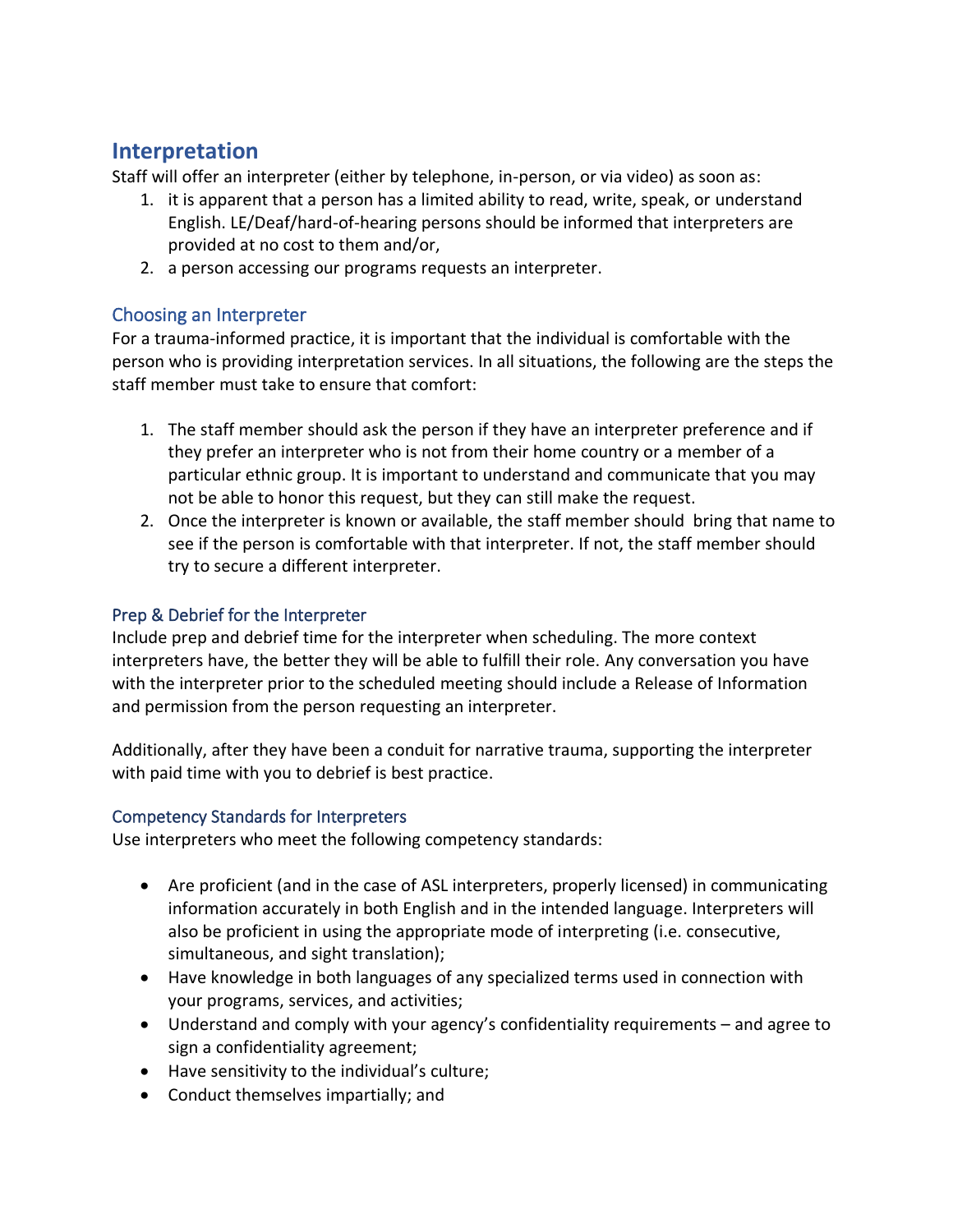## Interpretation

Staff will offer an interpreter (either by telephone, in-person, or via video) as soon as:

1. it is apparent that a person has a limited ability to read, write, speak, or understand English. LE/Deaf/hard-of-hearing persons should be informed that interpreters are provided at no cost to them and/or,
2. a person accessing our programs requests an interpreter.

### Choosing an Interpreter

For a trauma-informed practice, it is important that the individual is comfortable with the person who is providing interpretation services. In all situations, the following are the steps the staff member must take to ensure that comfort:

1. The staff member should ask the person if they have an interpreter preference and if they prefer an interpreter who is not from their home country or a member of a particular ethnic group. It is important to understand and communicate that you may not be able to honor this request, but they can still make the request.
2. Once the interpreter is known or available, the staff member should bring that name to see if the person is comfortable with that interpreter. If not, the staff member should try to secure a different interpreter.

### Prep & Debrief for the Interpreter

Include prep and debrief time for the interpreter when scheduling. The more context interpreters have, the better they will be able to fulfill their role. Any conversation you have with the interpreter prior to the scheduled meeting should include a Release of Information and permission from the person requesting an interpreter.

Additionally, after they have been a conduit for narrative trauma, supporting the interpreter with paid time with you to debrief is best practice.

### Competency Standards for Interpreters

Use interpreters who meet the following competency standards:

- Are proficient (and in the case of ASL interpreters, properly licensed) in communicating information accurately in both English and in the intended language. Interpreters will also be proficient in using the appropriate mode of interpreting (i.e. consecutive, simultaneous, and sight translation);
- Have knowledge in both languages of any specialized terms used in connection with your programs, services, and activities;
- Understand and comply with your agency's confidentiality requirements – and agree to sign a confidentiality agreement;
- Have sensitivity to the individual's culture;
- Conduct themselves impartially; and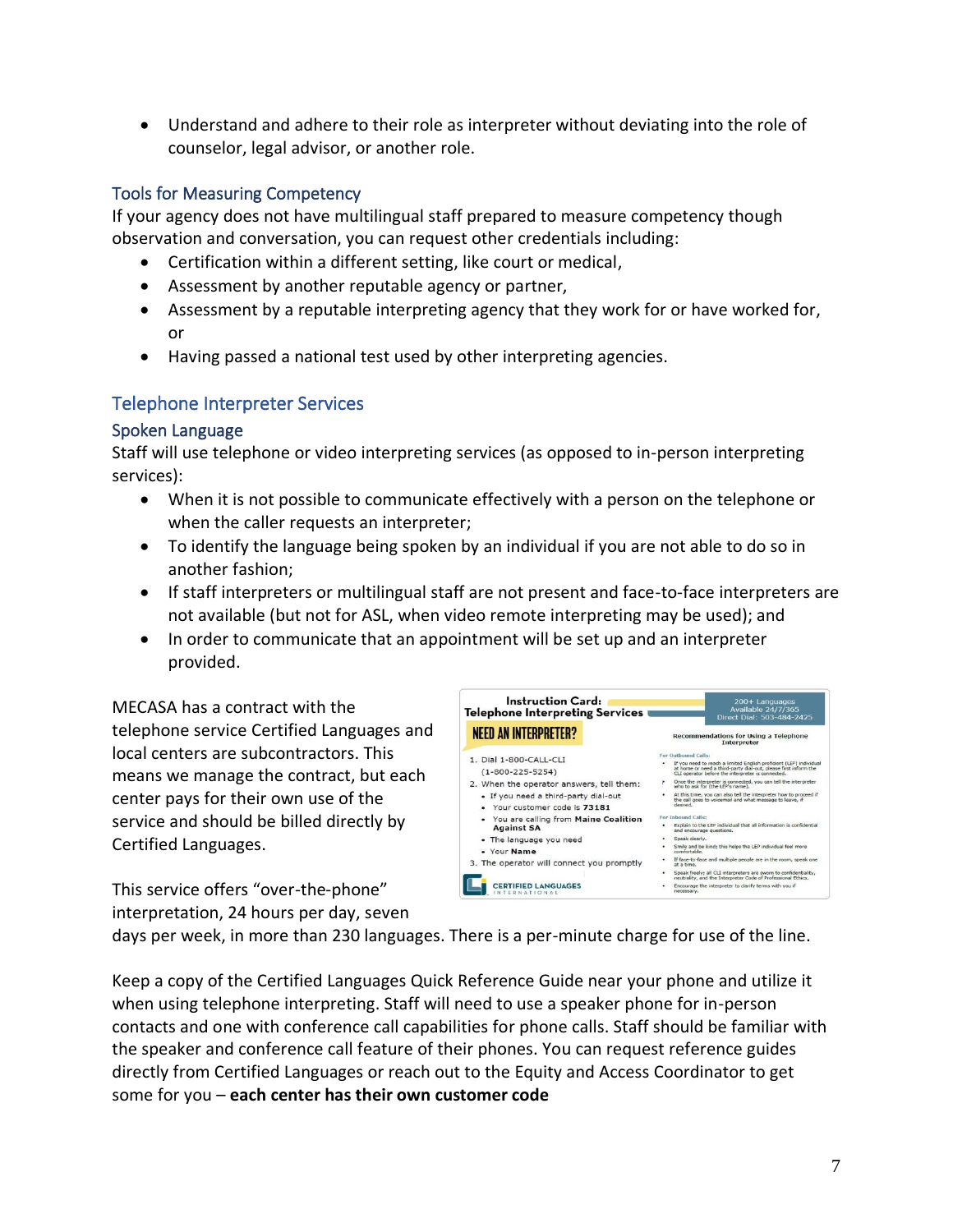- Understand and adhere to their role as interpreter without deviating into the role of counselor, legal advisor, or another role.

### Tools for Measuring Competency

If your agency does not have multilingual staff prepared to measure competency though observation and conversation, you can request other credentials including:

- Certification within a different setting, like court or medical,
- Assessment by another reputable agency or partner,
- Assessment by a reputable interpreting agency that they work for or have worked for, or
- Having passed a national test used by other interpreting agencies.

## Telephone Interpreter Services

### Spoken Language

Staff will use telephone or video interpreting services (as opposed to in-person interpreting services):

- When it is not possible to communicate effectively with a person on the telephone or when the caller requests an interpreter;
- To identify the language being spoken by an individual if you are not able to do so in another fashion;
- If staff interpreters or multilingual staff are not present and face-to-face interpreters are not available (but not for ASL, when video remote interpreting may be used); and
- In order to communicate that an appointment will be set up and an interpreter provided.

MECASA has a contract with the telephone service Certified Languages and local centers are subcontractors. This means we manage the contract, but each center pays for their own use of the service and should be billed directly by Certified Languages.

This service offers "over-the-phone" interpretation, 24 hours per day, seven days per week, in more than 230 languages. There is a per-minute charge for use of the line.

Keep a copy of the Certified Languages Quick Reference Guide near your phone and utilize it when using telephone interpreting. Staff will need to use a speaker phone for in-person contacts and one with conference call capabilities for phone calls. Staff should be familiar with the speaker and conference call feature of their phones. You can request reference guides directly from Certified Languages or reach out to the Equity and Access Coordinator to get some for you – **each center has their own customer code**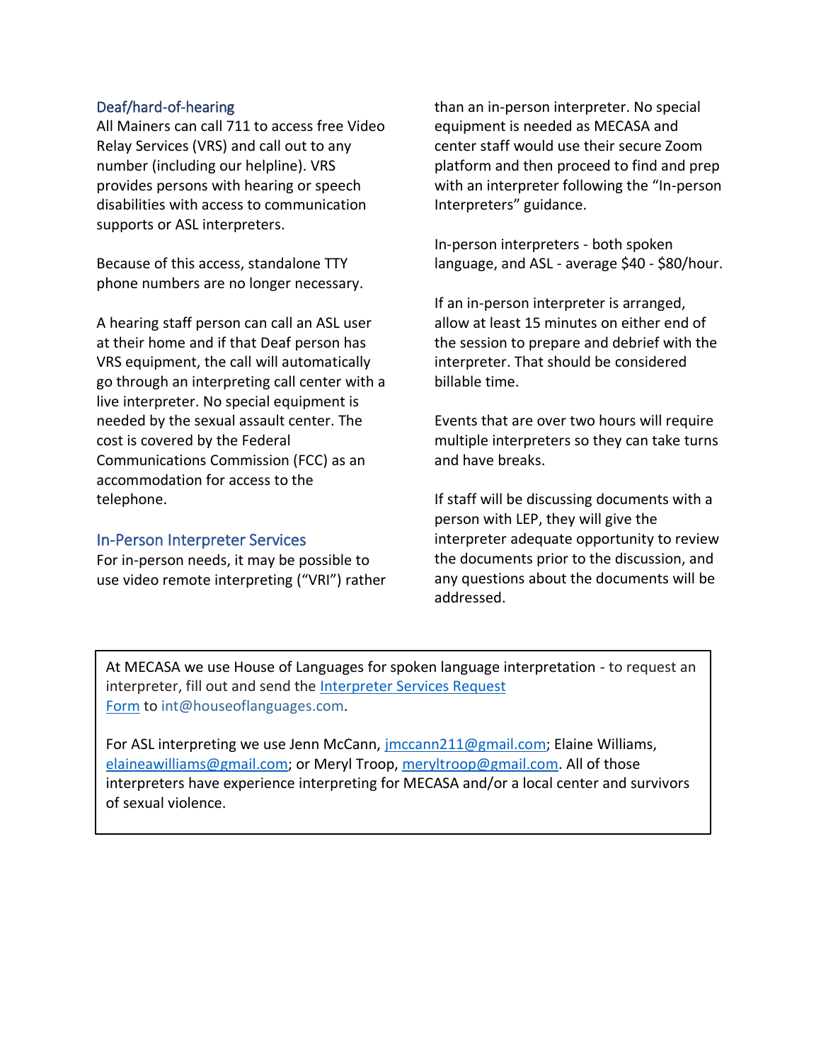### Deaf/hard-of-hearing

All Mainers can call 711 to access free Video Relay Services (VRS) and call out to any number (including our helpline). VRS provides persons with hearing or speech disabilities with access to communication supports or ASL interpreters.

Because of this access, standalone TTY phone numbers are no longer necessary.

A hearing staff person can call an ASL user at their home and if that Deaf person has VRS equipment, the call will automatically go through an interpreting call center with a live interpreter. No special equipment is needed by the sexual assault center. The cost is covered by the Federal Communications Commission (FCC) as an accommodation for access to the telephone.

### In-Person Interpreter Services

For in-person needs, it may be possible to use video remote interpreting ("VRI") rather than an in-person interpreter. No special equipment is needed as MECASA and center staff would use their secure Zoom platform and then proceed to find and prep with an interpreter following the "In-person Interpreters" guidance.

In-person interpreters - both spoken language, and ASL - average $40 - $80/hour.

If an in-person interpreter is arranged, allow at least 15 minutes on either end of the session to prepare and debrief with the interpreter. That should be considered billable time.

Events that are over two hours will require multiple interpreters so they can take turns and have breaks.

If staff will be discussing documents with a person with LEP, they will give the interpreter adequate opportunity to review the documents prior to the discussion, and any questions about the documents will be addressed.

> At MECASA we use House of Languages for spoken language interpretation - to request an interpreter, fill out and send the Interpreter Services Request Form to int@houseoflanguages.com.
>
> For ASL interpreting we use Jenn McCann, jmccann211@gmail.com; Elaine Williams, elaineawilliams@gmail.com; or Meryl Troop, meryltroop@gmail.com. All of those interpreters have experience interpreting for MECASA and/or a local center and survivors of sexual violence.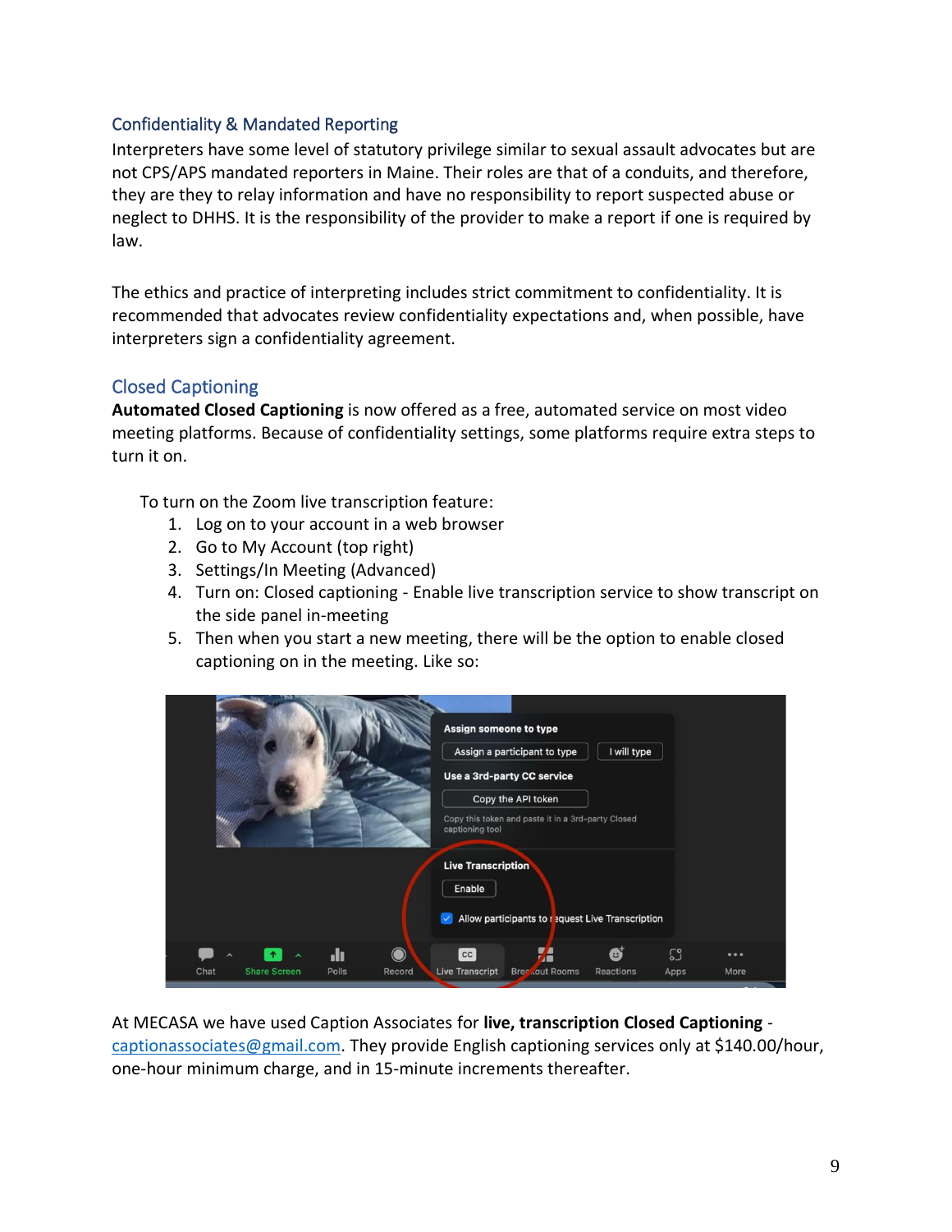## Confidentiality & Mandated Reporting

Interpreters have some level of statutory privilege similar to sexual assault advocates but are not CPS/APS mandated reporters in Maine. Their roles are that of a conduits, and therefore, they are they to relay information and have no responsibility to report suspected abuse or neglect to DHHS. It is the responsibility of the provider to make a report if one is required by law.

The ethics and practice of interpreting includes strict commitment to confidentiality. It is recommended that advocates review confidentiality expectations and, when possible, have interpreters sign a confidentiality agreement.

## Closed Captioning

**Automated Closed Captioning** is now offered as a free, automated service on most video meeting platforms. Because of confidentiality settings, some platforms require extra steps to turn it on.

To turn on the Zoom live transcription feature:

1. Log on to your account in a web browser
2. Go to My Account (top right)
3. Settings/In Meeting (Advanced)
4. Turn on: Closed captioning - Enable live transcription service to show transcript on the side panel in-meeting
5. Then when you start a new meeting, there will be the option to enable closed captioning on in the meeting. Like so:

At MECASA we have used Caption Associates for **live, transcription Closed Captioning** - captionassociates@gmail.com. They provide English captioning services only at $140.00/hour, one-hour minimum charge, and in 15-minute increments thereafter.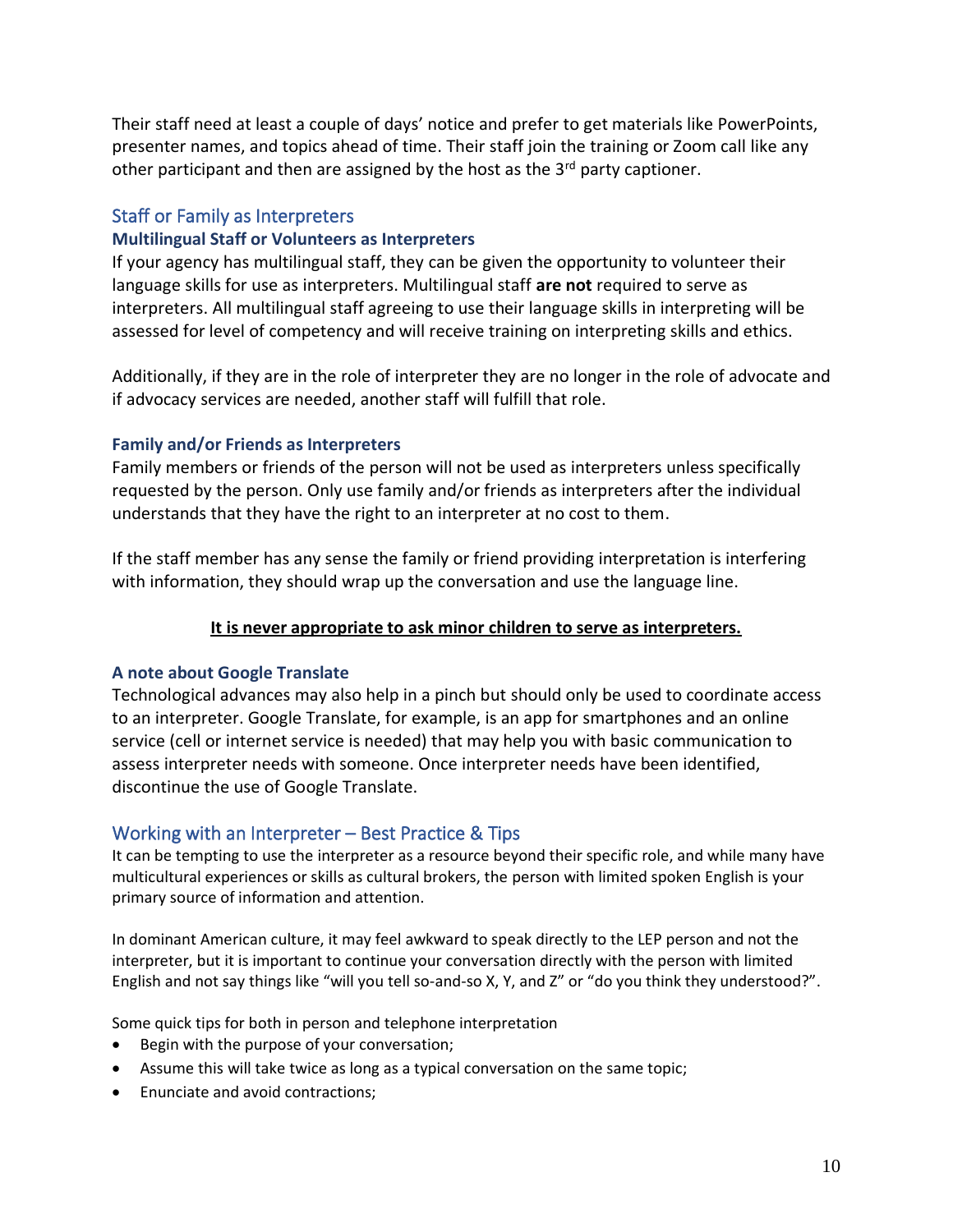Their staff need at least a couple of days' notice and prefer to get materials like PowerPoints, presenter names, and topics ahead of time. Their staff join the training or Zoom call like any other participant and then are assigned by the host as the 3rd party captioner.

## Staff or Family as Interpreters

### Multilingual Staff or Volunteers as Interpreters

If your agency has multilingual staff, they can be given the opportunity to volunteer their language skills for use as interpreters. Multilingual staff **are not** required to serve as interpreters. All multilingual staff agreeing to use their language skills in interpreting will be assessed for level of competency and will receive training on interpreting skills and ethics.

Additionally, if they are in the role of interpreter they are no longer in the role of advocate and if advocacy services are needed, another staff will fulfill that role.

### Family and/or Friends as Interpreters

Family members or friends of the person will not be used as interpreters unless specifically requested by the person. Only use family and/or friends as interpreters after the individual understands that they have the right to an interpreter at no cost to them.

If the staff member has any sense the family or friend providing interpretation is interfering with information, they should wrap up the conversation and use the language line.

<u>**It is never appropriate to ask minor children to serve as interpreters.**</u>

### A note about Google Translate

Technological advances may also help in a pinch but should only be used to coordinate access to an interpreter. Google Translate, for example, is an app for smartphones and an online service (cell or internet service is needed) that may help you with basic communication to assess interpreter needs with someone. Once interpreter needs have been identified, discontinue the use of Google Translate.

## Working with an Interpreter – Best Practice & Tips

It can be tempting to use the interpreter as a resource beyond their specific role, and while many have multicultural experiences or skills as cultural brokers, the person with limited spoken English is your primary source of information and attention.

In dominant American culture, it may feel awkward to speak directly to the LEP person and not the interpreter, but it is important to continue your conversation directly with the person with limited English and not say things like "will you tell so-and-so X, Y, and Z" or "do you think they understood?".

Some quick tips for both in person and telephone interpretation

- Begin with the purpose of your conversation;
- Assume this will take twice as long as a typical conversation on the same topic;
- Enunciate and avoid contractions;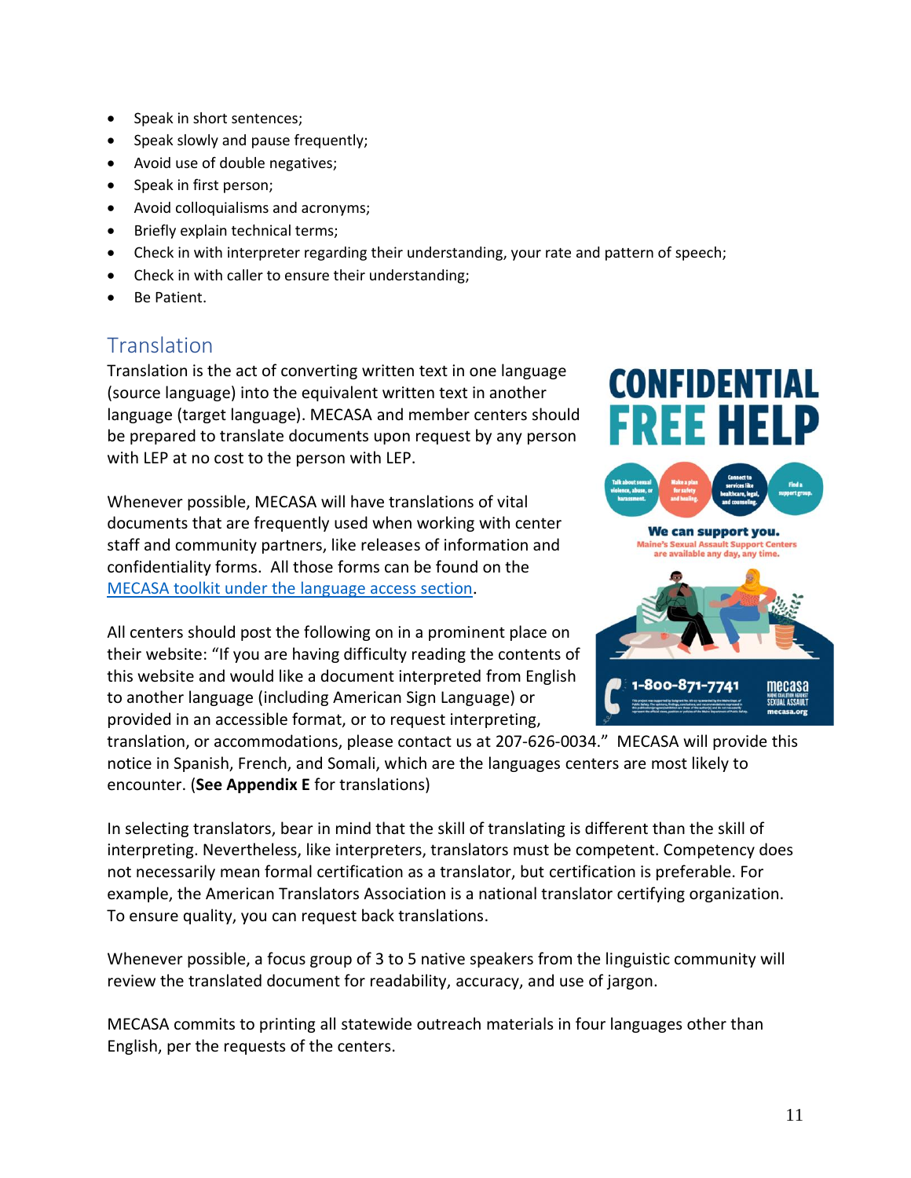- Speak in short sentences;
- Speak slowly and pause frequently;
- Avoid use of double negatives;
- Speak in first person;
- Avoid colloquialisms and acronyms;
- Briefly explain technical terms;
- Check in with interpreter regarding their understanding, your rate and pattern of speech;
- Check in with caller to ensure their understanding;
- Be Patient.

## Translation

Translation is the act of converting written text in one language (source language) into the equivalent written text in another language (target language). MECASA and member centers should be prepared to translate documents upon request by any person with LEP at no cost to the person with LEP.

Whenever possible, MECASA will have translations of vital documents that are frequently used when working with center staff and community partners, like releases of information and confidentiality forms. All those forms can be found on the [MECASA toolkit under the language access section](MECASA toolkit under the language access section).

All centers should post the following on in a prominent place on their website: "If you are having difficulty reading the contents of this website and would like a document interpreted from English to another language (including American Sign Language) or provided in an accessible format, or to request interpreting, translation, or accommodations, please contact us at 207-626-0034." MECASA will provide this notice in Spanish, French, and Somali, which are the languages centers are most likely to encounter. (**See Appendix E** for translations)

In selecting translators, bear in mind that the skill of translating is different than the skill of interpreting. Nevertheless, like interpreters, translators must be competent. Competency does not necessarily mean formal certification as a translator, but certification is preferable. For example, the American Translators Association is a national translator certifying organization. To ensure quality, you can request back translations.

Whenever possible, a focus group of 3 to 5 native speakers from the linguistic community will review the translated document for readability, accuracy, and use of jargon.

MECASA commits to printing all statewide outreach materials in four languages other than English, per the requests of the centers.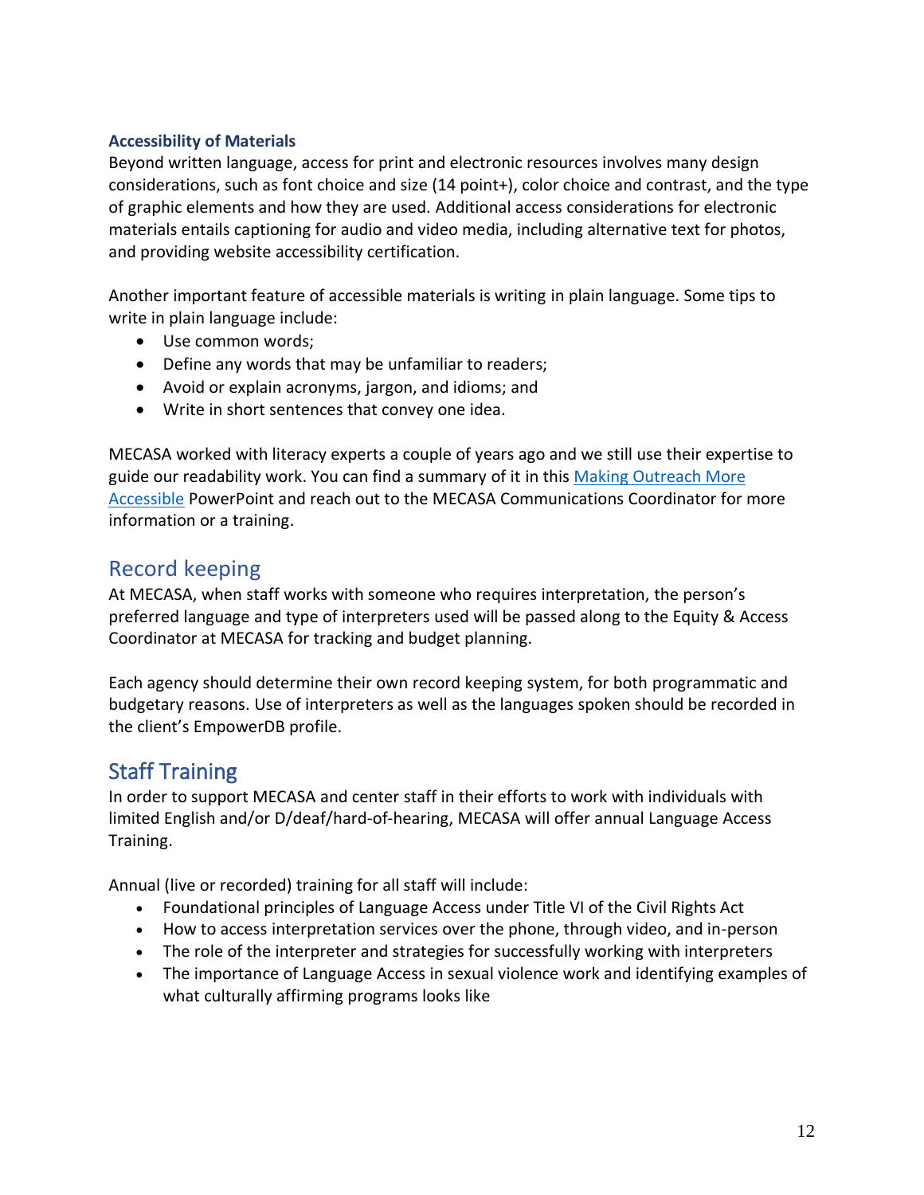### Accessibility of Materials

Beyond written language, access for print and electronic resources involves many design considerations, such as font choice and size (14 point+), color choice and contrast, and the type of graphic elements and how they are used. Additional access considerations for electronic materials entails captioning for audio and video media, including alternative text for photos, and providing website accessibility certification.

Another important feature of accessible materials is writing in plain language. Some tips to write in plain language include:

- Use common words;
- Define any words that may be unfamiliar to readers;
- Avoid or explain acronyms, jargon, and idioms; and
- Write in short sentences that convey one idea.

MECASA worked with literacy experts a couple of years ago and we still use their expertise to guide our readability work. You can find a summary of it in this Making Outreach More Accessible PowerPoint and reach out to the MECASA Communications Coordinator for more information or a training.

## Record keeping

At MECASA, when staff works with someone who requires interpretation, the person's preferred language and type of interpreters used will be passed along to the Equity & Access Coordinator at MECASA for tracking and budget planning.

Each agency should determine their own record keeping system, for both programmatic and budgetary reasons. Use of interpreters as well as the languages spoken should be recorded in the client's EmpowerDB profile.

## Staff Training

In order to support MECASA and center staff in their efforts to work with individuals with limited English and/or D/deaf/hard-of-hearing, MECASA will offer annual Language Access Training.

Annual (live or recorded) training for all staff will include:

- Foundational principles of Language Access under Title VI of the Civil Rights Act
- How to access interpretation services over the phone, through video, and in-person
- The role of the interpreter and strategies for successfully working with interpreters
- The importance of Language Access in sexual violence work and identifying examples of what culturally affirming programs looks like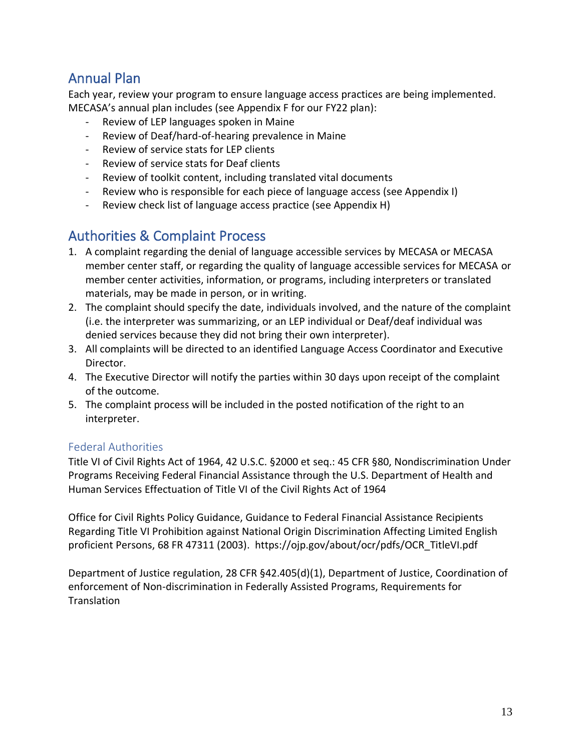## Annual Plan

Each year, review your program to ensure language access practices are being implemented. MECASA's annual plan includes (see Appendix F for our FY22 plan):

- Review of LEP languages spoken in Maine
- Review of Deaf/hard-of-hearing prevalence in Maine
- Review of service stats for LEP clients
- Review of service stats for Deaf clients
- Review of toolkit content, including translated vital documents
- Review who is responsible for each piece of language access (see Appendix I)
- Review check list of language access practice (see Appendix H)

## Authorities & Complaint Process

1. A complaint regarding the denial of language accessible services by MECASA or MECASA member center staff, or regarding the quality of language accessible services for MECASA or member center activities, information, or programs, including interpreters or translated materials, may be made in person, or in writing.
2. The complaint should specify the date, individuals involved, and the nature of the complaint (i.e. the interpreter was summarizing, or an LEP individual or Deaf/deaf individual was denied services because they did not bring their own interpreter).
3. All complaints will be directed to an identified Language Access Coordinator and Executive Director.
4. The Executive Director will notify the parties within 30 days upon receipt of the complaint of the outcome.
5. The complaint process will be included in the posted notification of the right to an interpreter.

### Federal Authorities

Title VI of Civil Rights Act of 1964, 42 U.S.C. §2000 et seq.: 45 CFR §80, Nondiscrimination Under Programs Receiving Federal Financial Assistance through the U.S. Department of Health and Human Services Effectuation of Title VI of the Civil Rights Act of 1964

Office for Civil Rights Policy Guidance, Guidance to Federal Financial Assistance Recipients Regarding Title VI Prohibition against National Origin Discrimination Affecting Limited English proficient Persons, 68 FR 47311 (2003). https://ojp.gov/about/ocr/pdfs/OCR_TitleVI.pdf

Department of Justice regulation, 28 CFR §42.405(d)(1), Department of Justice, Coordination of enforcement of Non-discrimination in Federally Assisted Programs, Requirements for Translation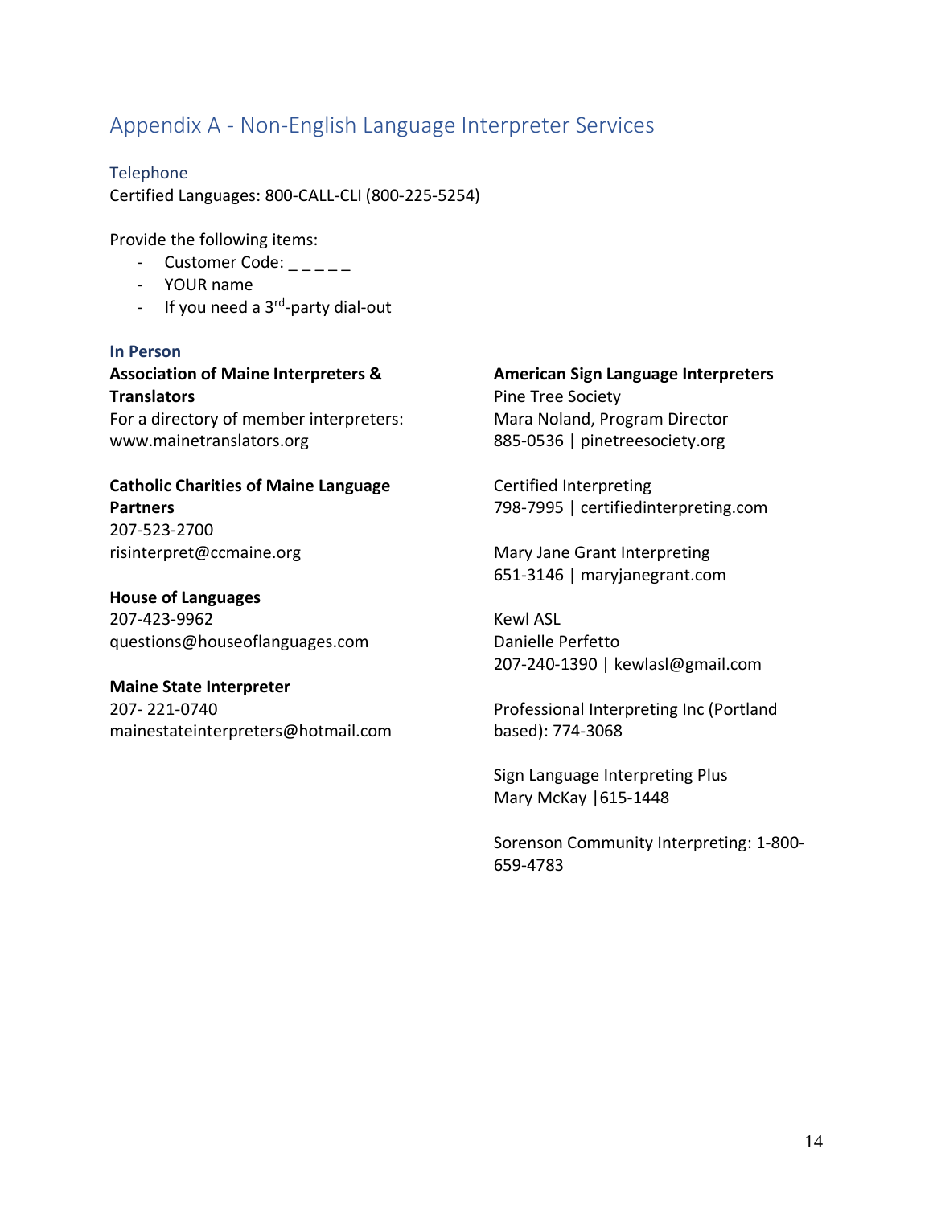## Appendix A - Non-English Language Interpreter Services

### Telephone

Certified Languages: 800-CALL-CLI (800-225-5254)

Provide the following items:

- Customer Code: _ _ _ _ _
- YOUR name
- If you need a 3rd-party dial-out

### In Person

**Association of Maine Interpreters & Translators**
For a directory of member interpreters:
www.mainetranslators.org

**Catholic Charities of Maine Language Partners**
207-523-2700
risinterpret@ccmaine.org

**House of Languages**
207-423-9962
questions@houseoflanguages.com

**Maine State Interpreter**
207- 221-0740
mainestateinterpreters@hotmail.com

**American Sign Language Interpreters**
Pine Tree Society
Mara Noland, Program Director
885-0536 | pinetreesociety.org

Certified Interpreting
798-7995 | certifiedinterpreting.com

Mary Jane Grant Interpreting
651-3146 | maryjanegrant.com

Kewl ASL
Danielle Perfetto
207-240-1390 | kewlasl@gmail.com

Professional Interpreting Inc (Portland based): 774-3068

Sign Language Interpreting Plus
Mary McKay |615-1448

Sorenson Community Interpreting: 1-800-659-4783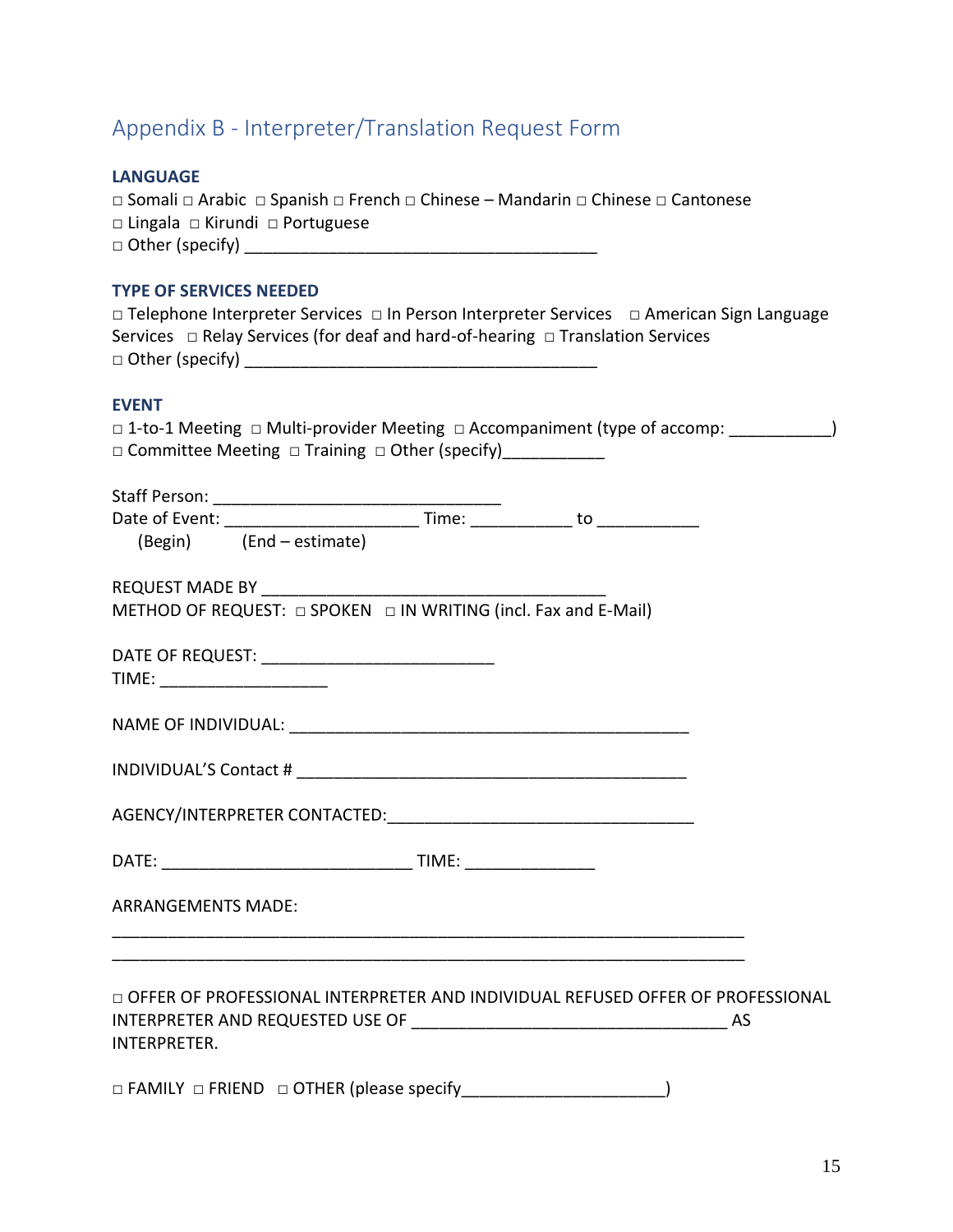## Appendix B - Interpreter/Translation Request Form

**LANGUAGE**

□ Somali □ Arabic □ Spanish □ French □ Chinese – Mandarin □ Chinese □ Cantonese
□ Lingala □ Kirundi □ Portuguese
□ Other (specify) ______________________________________

**TYPE OF SERVICES NEEDED**

□ Telephone Interpreter Services □ In Person Interpreter Services □ American Sign Language Services □ Relay Services (for deaf and hard-of-hearing □ Translation Services
□ Other (specify) ______________________________________

**EVENT**

□ 1-to-1 Meeting □ Multi-provider Meeting □ Accompaniment (type of accomp: ___________)
□ Committee Meeting □ Training □ Other (specify)___________

Staff Person: ______________________________
Date of Event: ____________________ Time: ___________ to ___________
(Begin) (End – estimate)

REQUEST MADE BY ______________________________________
METHOD OF REQUEST: □ SPOKEN □ IN WRITING (incl. Fax and E-Mail)

DATE OF REQUEST: _________________________
TIME: __________________

NAME OF INDIVIDUAL: ____________________________________________

INDIVIDUAL'S Contact # ___________________________________________

AGENCY/INTERPRETER CONTACTED:_________________________________

DATE: ___________________________ TIME: ______________

ARRANGEMENTS MADE:

______________________________________________________________________
______________________________________________________________________

□ OFFER OF PROFESSIONAL INTERPRETER AND INDIVIDUAL REFUSED OFFER OF PROFESSIONAL INTERPRETER AND REQUESTED USE OF __________________________________ AS INTERPRETER.

□ FAMILY □ FRIEND □ OTHER (please specify______________________)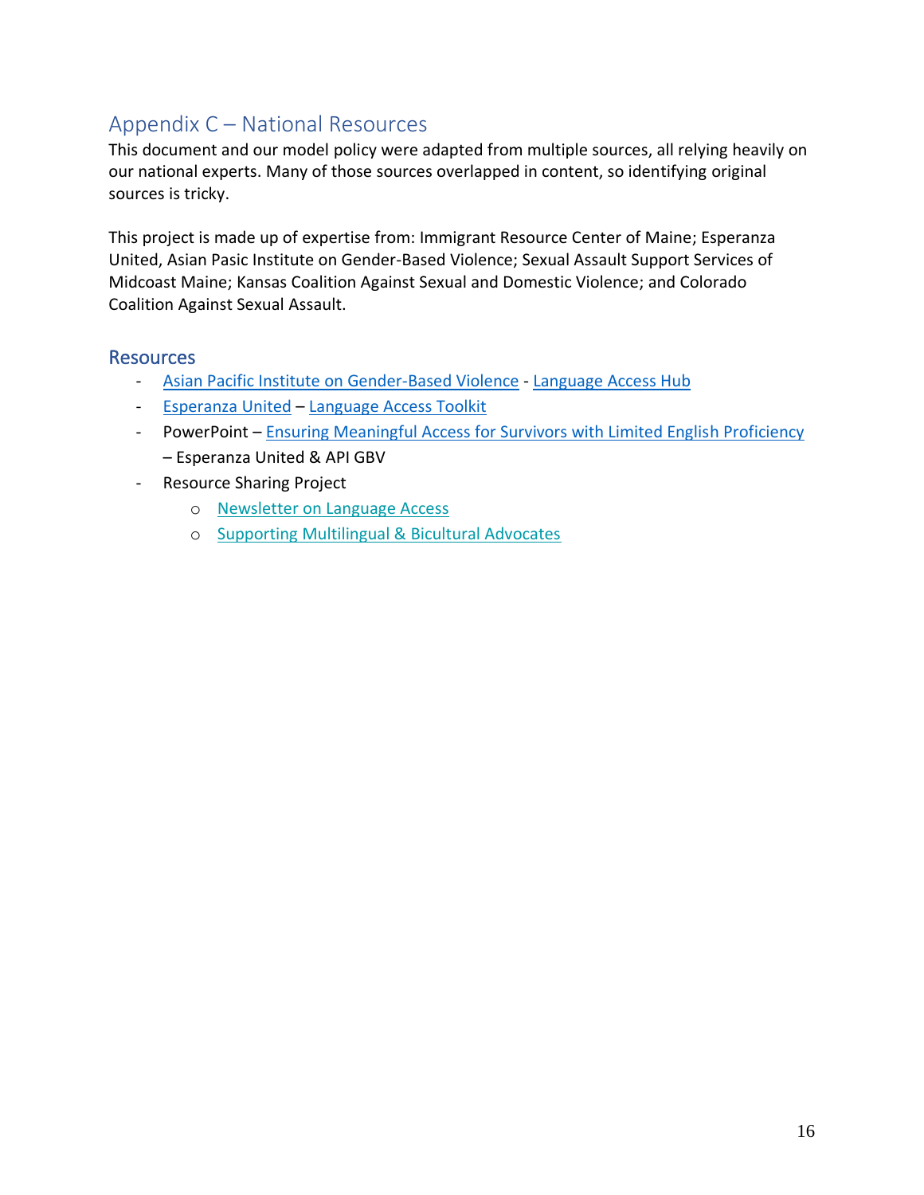## Appendix C – National Resources

This document and our model policy were adapted from multiple sources, all relying heavily on our national experts. Many of those sources overlapped in content, so identifying original sources is tricky.

This project is made up of expertise from: Immigrant Resource Center of Maine; Esperanza United, Asian Pasic Institute on Gender-Based Violence; Sexual Assault Support Services of Midcoast Maine; Kansas Coalition Against Sexual and Domestic Violence; and Colorado Coalition Against Sexual Assault.

### Resources

- Asian Pacific Institute on Gender-Based Violence - Language Access Hub
- Esperanza United – Language Access Toolkit
- PowerPoint – Ensuring Meaningful Access for Survivors with Limited English Proficiency – Esperanza United & API GBV
- Resource Sharing Project
  - Newsletter on Language Access
  - Supporting Multilingual & Bicultural Advocates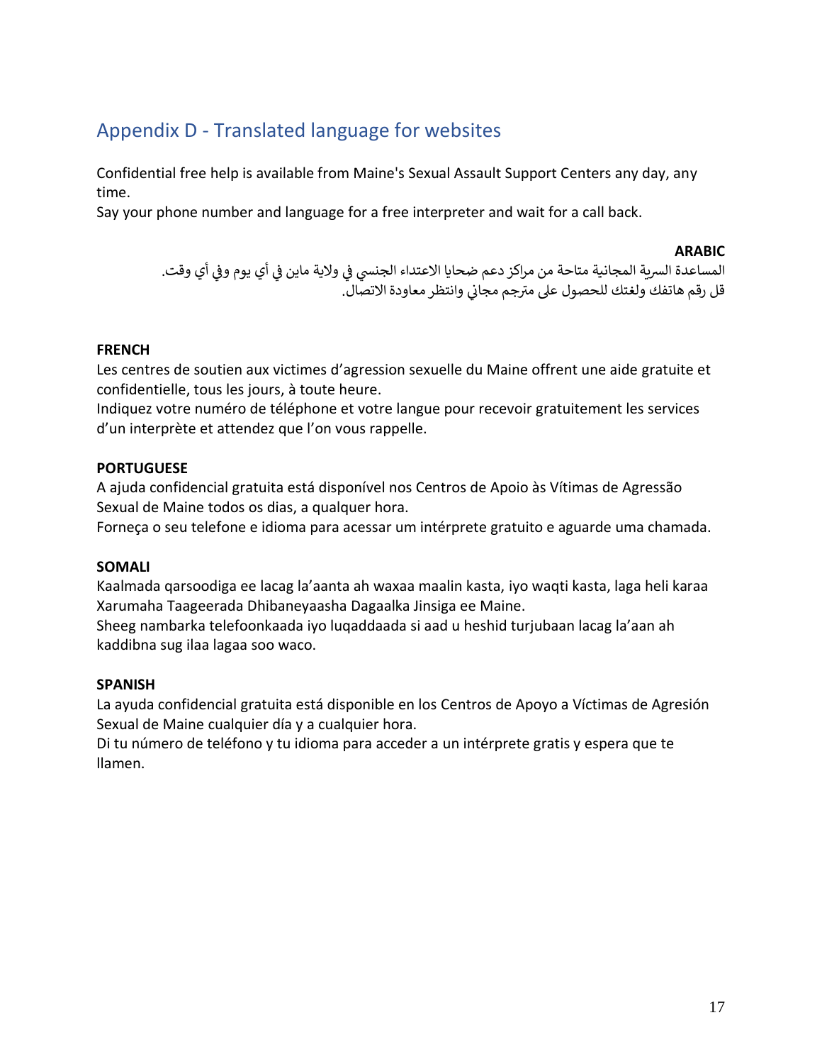## Appendix D - Translated language for websites

Confidential free help is available from Maine's Sexual Assault Support Centers any day, any time.
Say your phone number and language for a free interpreter and wait for a call back.

**ARABIC**

المساعدة السرية المجانية متاحة من مراكز دعم ضحايا الاعتداء الجنسي في ولاية ماين في أي يوم وفي أي وقت.
قل رقم هاتفك ولغتك للحصول على مترجم مجاني وانتظر معاودة الاتصال.

**FRENCH**

Les centres de soutien aux victimes d'agression sexuelle du Maine offrent une aide gratuite et confidentielle, tous les jours, à toute heure.
Indiquez votre numéro de téléphone et votre langue pour recevoir gratuitement les services d'un interprète et attendez que l'on vous rappelle.

**PORTUGUESE**

A ajuda confidencial gratuita está disponível nos Centros de Apoio às Vítimas de Agressão Sexual de Maine todos os dias, a qualquer hora.
Forneça o seu telefone e idioma para acessar um intérprete gratuito e aguarde uma chamada.

**SOMALI**

Kaalmada qarsoodiga ee lacag la'aanta ah waxaa maalin kasta, iyo waqti kasta, laga heli karaa Xarumaha Taageerada Dhibaneyaasha Dagaalka Jinsiga ee Maine.
Sheeg nambarka telefoonkaada iyo luqaddaada si aad u heshid turjubaan lacag la'aan ah kaddibna sug ilaa lagaa soo waco.

**SPANISH**

La ayuda confidencial gratuita está disponible en los Centros de Apoyo a Víctimas de Agresión Sexual de Maine cualquier día y a cualquier hora.
Di tu número de teléfono y tu idioma para acceder a un intérprete gratis y espera que te llamen.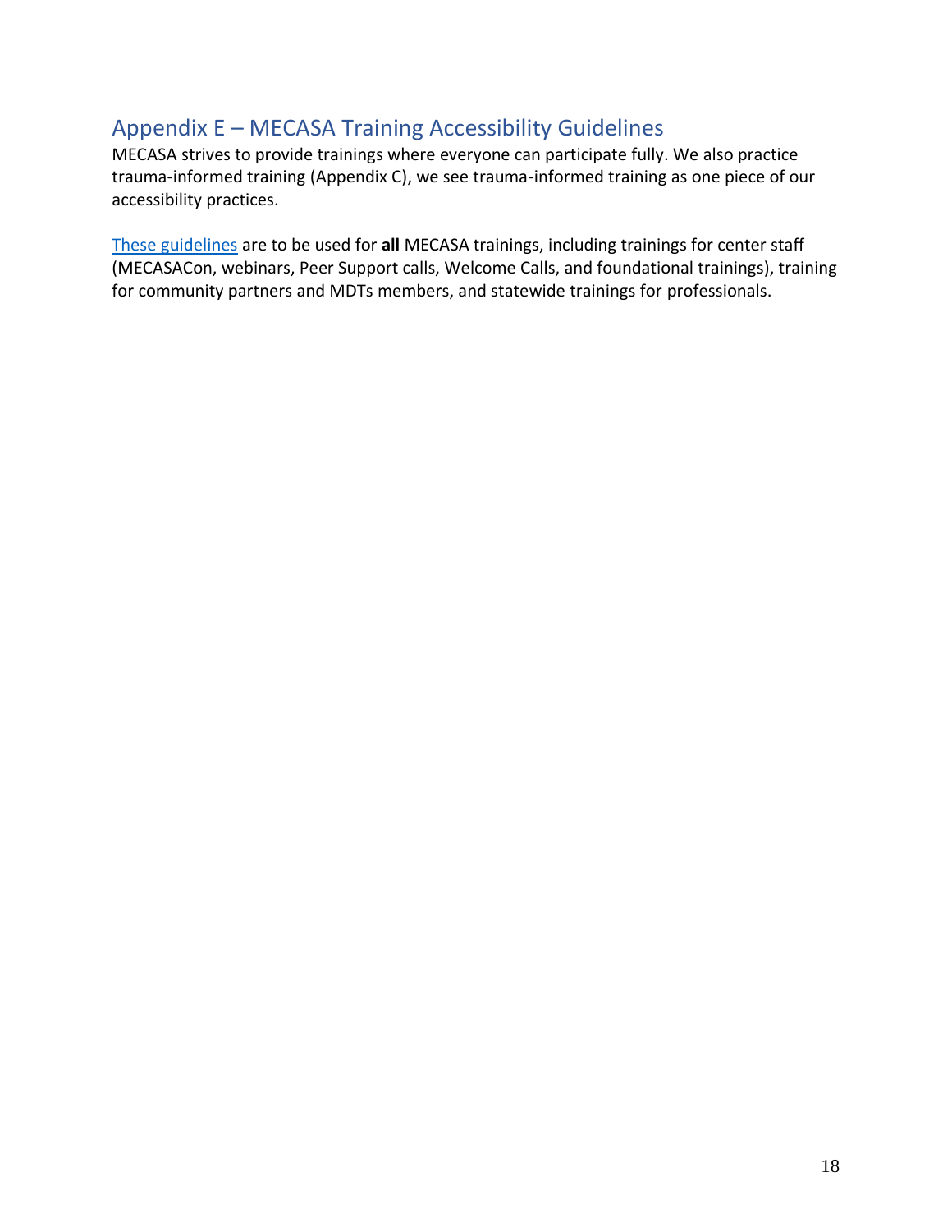## Appendix E – MECASA Training Accessibility Guidelines

MECASA strives to provide trainings where everyone can participate fully. We also practice trauma-informed training (Appendix C), we see trauma-informed training as one piece of our accessibility practices.

These guidelines are to be used for **all** MECASA trainings, including trainings for center staff (MECASACon, webinars, Peer Support calls, Welcome Calls, and foundational trainings), training for community partners and MDTs members, and statewide trainings for professionals.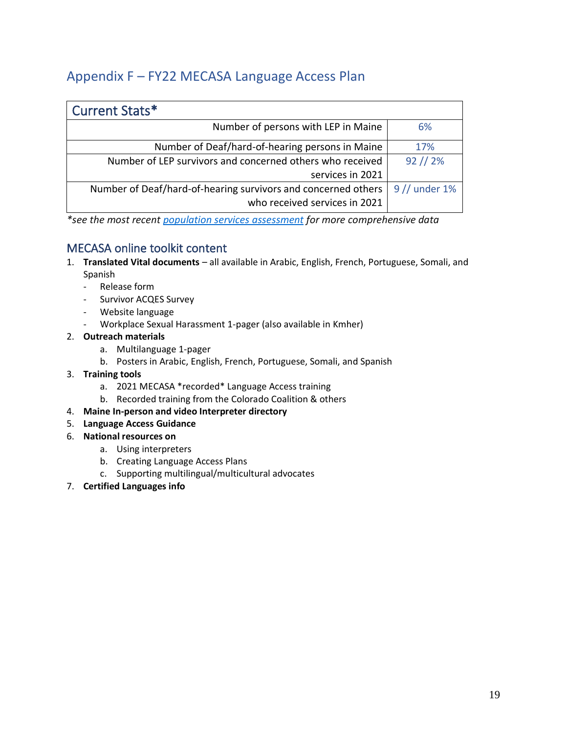## Appendix F – FY22 MECASA Language Access Plan

| Current Stats* | |
|---|---|
| Number of persons with LEP in Maine | 6% |
| Number of Deaf/hard-of-hearing persons in Maine | 17% |
| Number of LEP survivors and concerned others who received services in 2021 | 92 // 2% |
| Number of Deaf/hard-of-hearing survivors and concerned others who received services in 2021 | 9 // under 1% |

*\*see the most recent [population services assessment](population services assessment) for more comprehensive data*

### MECASA online toolkit content

1. **Translated Vital documents** – all available in Arabic, English, French, Portuguese, Somali, and Spanish
   - Release form
   - Survivor ACQES Survey
   - Website language
   - Workplace Sexual Harassment 1-pager (also available in Kmher)
2. **Outreach materials**
   a. Multilanguage 1-pager
   b. Posters in Arabic, English, French, Portuguese, Somali, and Spanish
3. **Training tools**
   a. 2021 MECASA *recorded* Language Access training
   b. Recorded training from the Colorado Coalition & others
4. **Maine In-person and video Interpreter directory**
5. **Language Access Guidance**
6. **National resources on**
   a. Using interpreters
   b. Creating Language Access Plans
   c. Supporting multilingual/multicultural advocates
7. **Certified Languages info**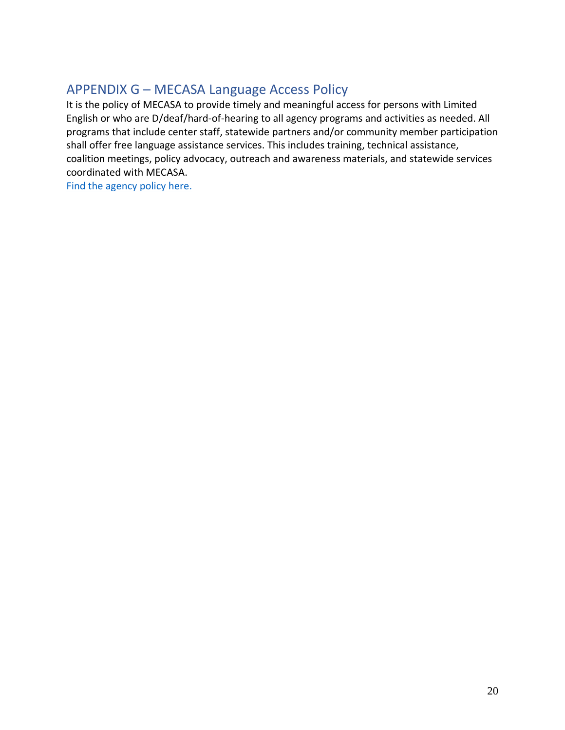## APPENDIX G – MECASA Language Access Policy

It is the policy of MECASA to provide timely and meaningful access for persons with Limited English or who are D/deaf/hard-of-hearing to all agency programs and activities as needed. All programs that include center staff, statewide partners and/or community member participation shall offer free language assistance services. This includes training, technical assistance, coalition meetings, policy advocacy, outreach and awareness materials, and statewide services coordinated with MECASA.

Find the agency policy here.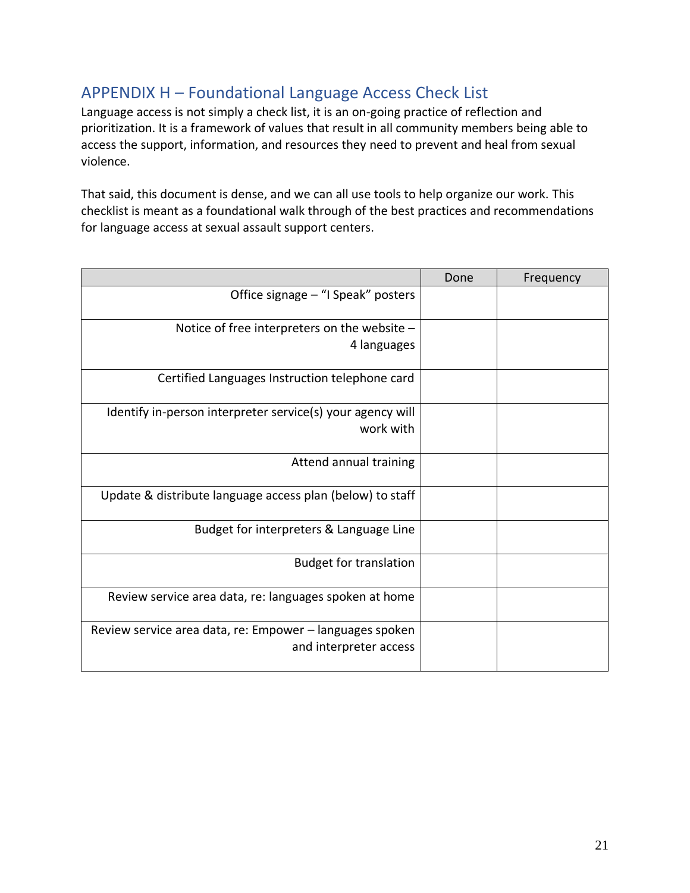## APPENDIX H – Foundational Language Access Check List

Language access is not simply a check list, it is an on-going practice of reflection and prioritization. It is a framework of values that result in all community members being able to access the support, information, and resources they need to prevent and heal from sexual violence.

That said, this document is dense, and we can all use tools to help organize our work. This checklist is meant as a foundational walk through of the best practices and recommendations for language access at sexual assault support centers.

| | Done | Frequency |
|---:|---|---|
| Office signage – "I Speak" posters | | |
| Notice of free interpreters on the website – 4 languages | | |
| Certified Languages Instruction telephone card | | |
| Identify in-person interpreter service(s) your agency will work with | | |
| Attend annual training | | |
| Update & distribute language access plan (below) to staff | | |
| Budget for interpreters & Language Line | | |
| Budget for translation | | |
| Review service area data, re: languages spoken at home | | |
| Review service area data, re: Empower – languages spoken and interpreter access | | |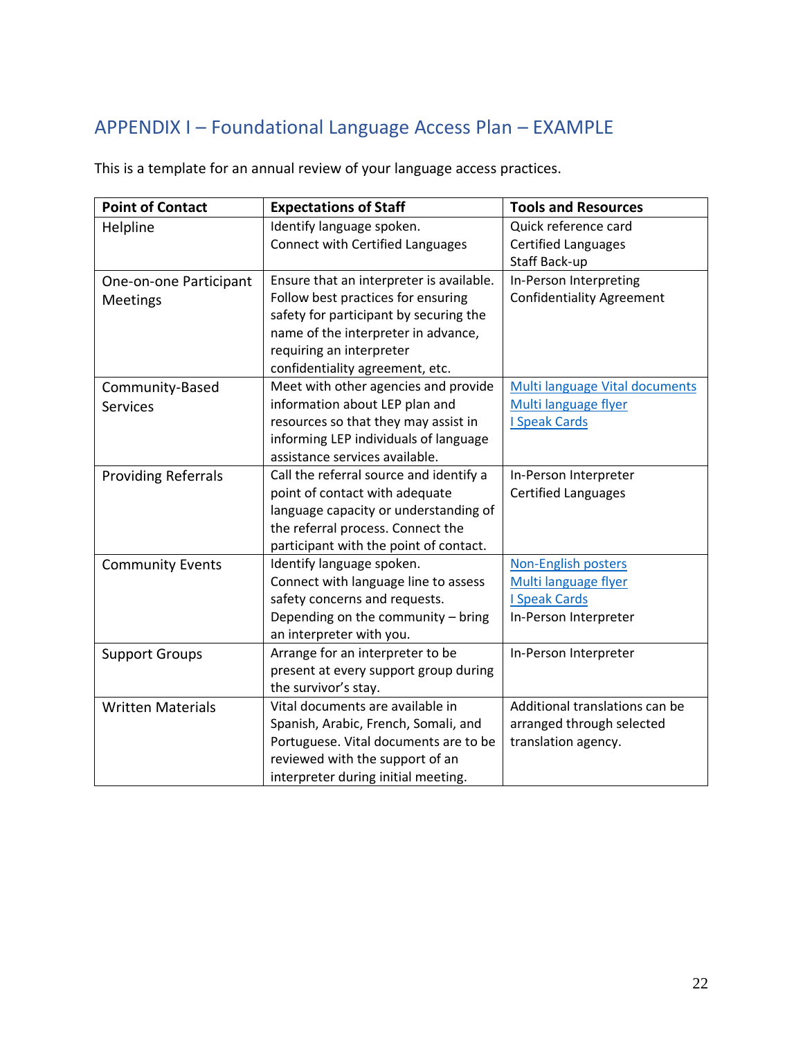## APPENDIX I – Foundational Language Access Plan – EXAMPLE

This is a template for an annual review of your language access practices.

| Point of Contact | Expectations of Staff | Tools and Resources |
|---|---|---|
| Helpline | Identify language spoken.<br>Connect with Certified Languages | Quick reference card<br>Certified Languages<br>Staff Back-up |
| One-on-one Participant Meetings | Ensure that an interpreter is available. Follow best practices for ensuring safety for participant by securing the name of the interpreter in advance, requiring an interpreter confidentiality agreement, etc. | In-Person Interpreting<br>Confidentiality Agreement |
| Community-Based Services | Meet with other agencies and provide information about LEP plan and resources so that they may assist in informing LEP individuals of language assistance services available. | Multi language Vital documents<br>Multi language flyer<br>I Speak Cards |
| Providing Referrals | Call the referral source and identify a point of contact with adequate language capacity or understanding of the referral process. Connect the participant with the point of contact. | In-Person Interpreter<br>Certified Languages |
| Community Events | Identify language spoken.<br>Connect with language line to assess safety concerns and requests.<br>Depending on the community – bring an interpreter with you. | Non-English posters<br>Multi language flyer<br>I Speak Cards<br>In-Person Interpreter |
| Support Groups | Arrange for an interpreter to be present at every support group during the survivor's stay. | In-Person Interpreter |
| Written Materials | Vital documents are available in Spanish, Arabic, French, Somali, and Portuguese. Vital documents are to be reviewed with the support of an interpreter during initial meeting. | Additional translations can be arranged through selected translation agency. |